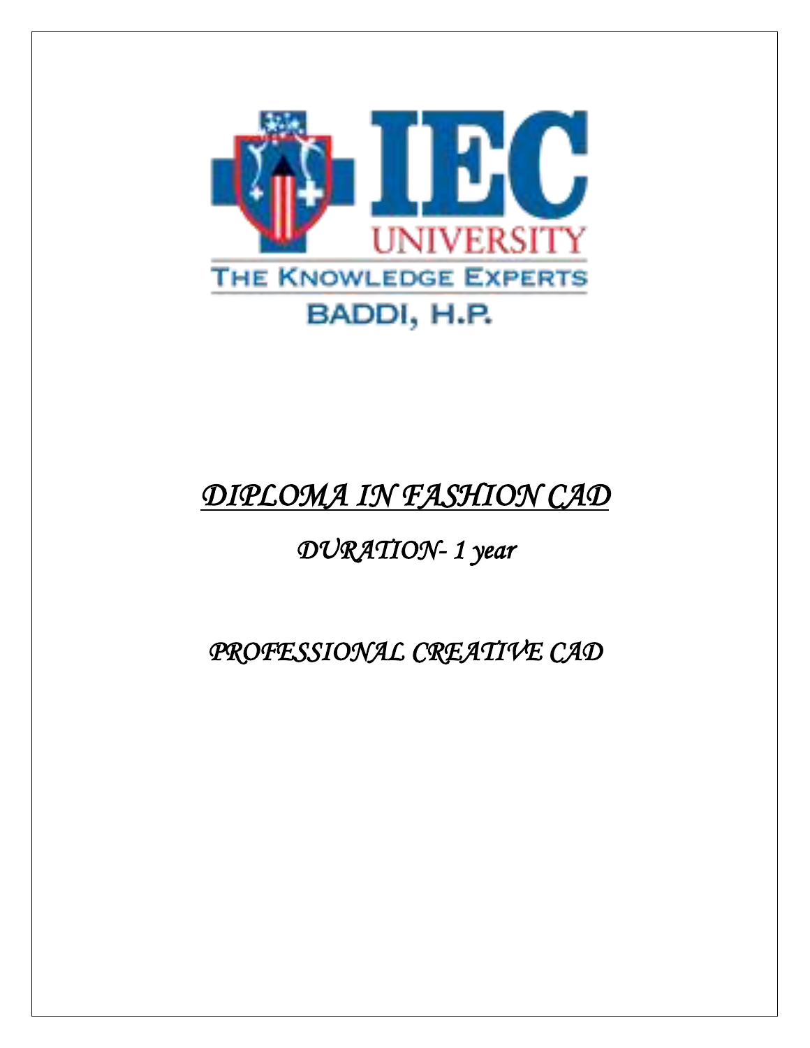IEC UNIVERSITY

THE KNOWLEDGE EXPERTS

BADDI, H.P.

# *DIPLOMA IN FASHION CAD*

## *DURATION- 1 year*

## *PROFESSIONAL CREATIVE CAD*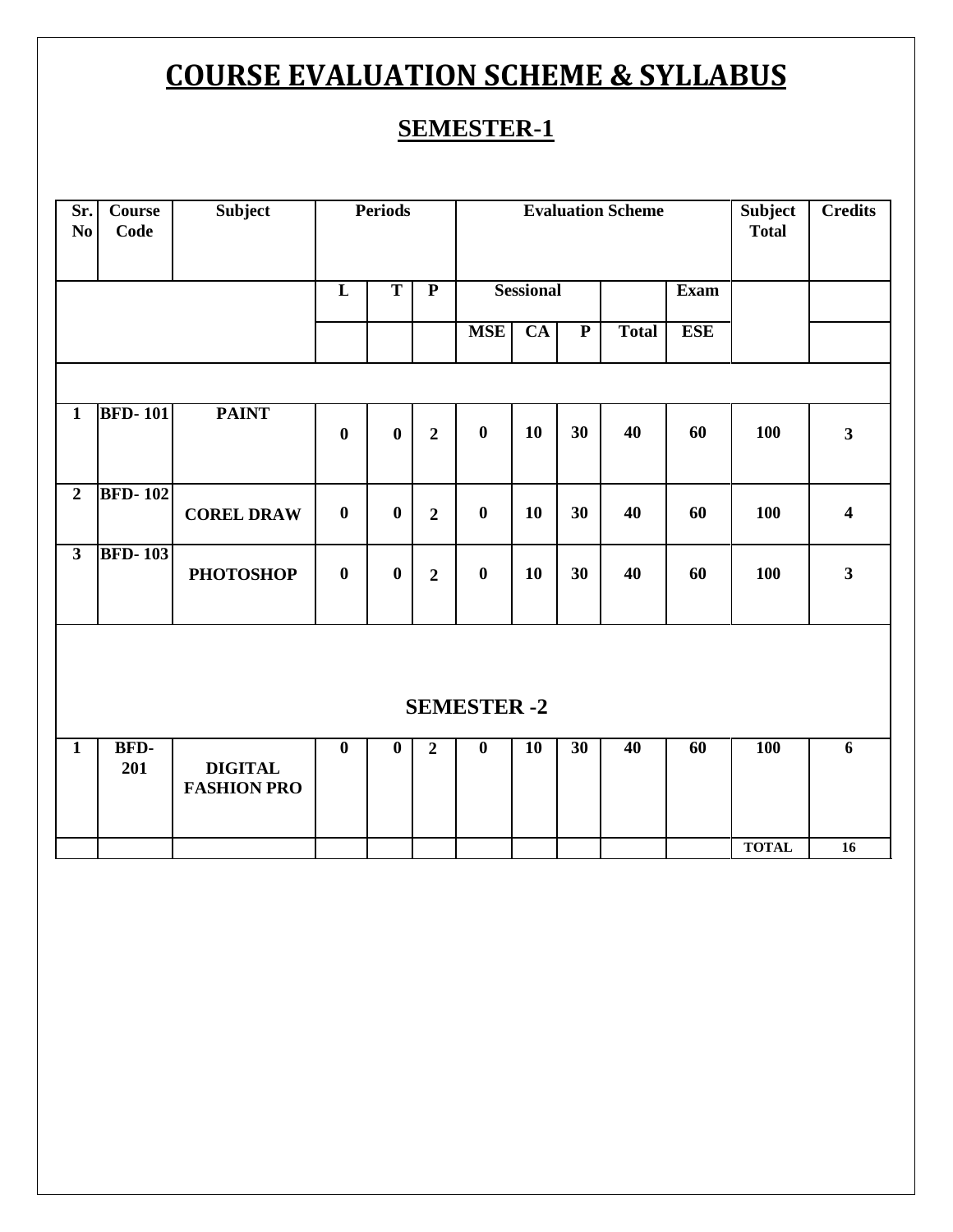# COURSE EVALUATION SCHEME & SYLLABUS

## SEMESTER-1

| Sr. No | Course Code | Subject | Periods | | | Evaluation Scheme | | | | | Subject Total | Credits |
|---|---|---|---|---|---|---|---|---|---|---|---|---|
| | | | L | T | P | Sessional | | | | Exam | | |
| | | | | | | MSE | CA | P | Total | ESE | | |
| 1 | BFD- 101 | PAINT | 0 | 0 | 2 | 0 | 10 | 30 | 40 | 60 | 100 | 3 |
| 2 | BFD- 102 | COREL DRAW | 0 | 0 | 2 | 0 | 10 | 30 | 40 | 60 | 100 | 4 |
| 3 | BFD- 103 | PHOTOSHOP | 0 | 0 | 2 | 0 | 10 | 30 | 40 | 60 | 100 | 3 |
| | | **SEMESTER -2** | | | | | | | | | | |
| 1 | BFD-201 | DIGITAL FASHION PRO | 0 | 0 | 2 | 0 | 10 | 30 | 40 | 60 | 100 | 6 |
| | | | | | | | | | | | TOTAL | 16 |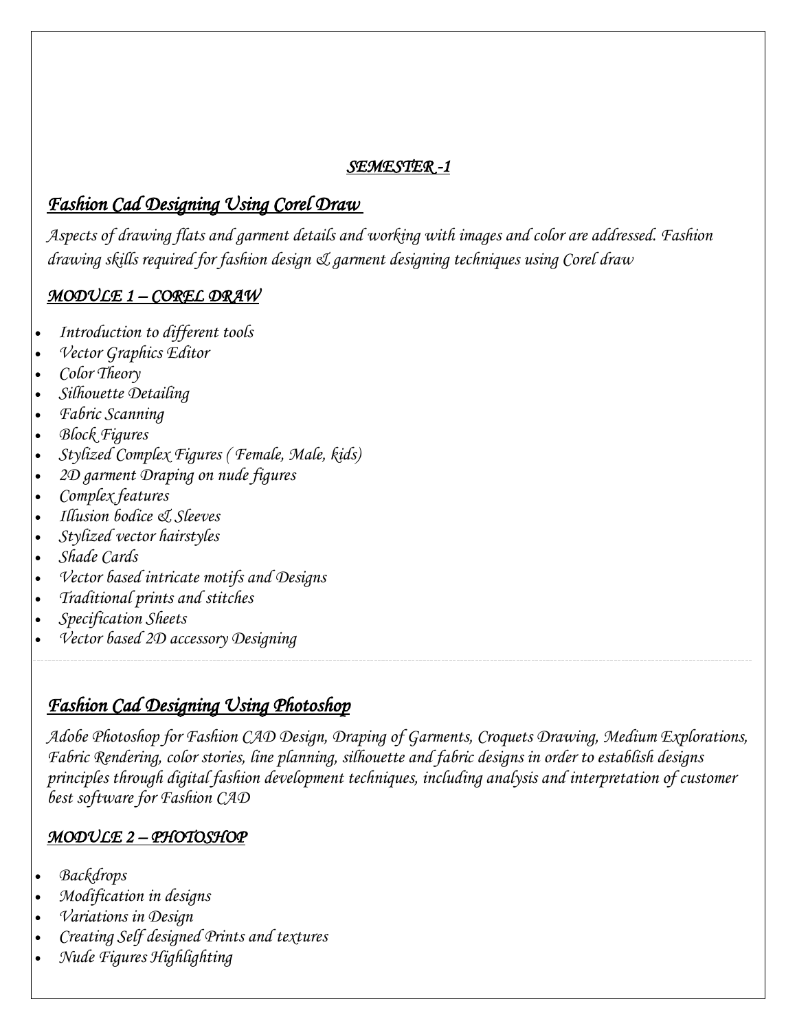## *SEMESTER -1*

## *Fashion Cad Designing Using Corel Draw*

*Aspects of drawing flats and garment details and working with images and color are addressed. Fashion drawing skills required for fashion design & garment designing techniques using Corel draw*

### *MODULE 1 – COREL DRAW*

- *Introduction to different tools*
- *Vector Graphics Editor*
- *Color Theory*
- *Silhouette Detailing*
- *Fabric Scanning*
- *Block Figures*
- *Stylized Complex Figures ( Female, Male, kids)*
- *2D garment Draping on nude figures*
- *Complex features*
- *Illusion bodice & Sleeves*
- *Stylized vector hairstyles*
- *Shade Cards*
- *Vector based intricate motifs and Designs*
- *Traditional prints and stitches*
- *Specification Sheets*
- *Vector based 2D accessory Designing*

## *Fashion Cad Designing Using Photoshop*

*Adobe Photoshop for Fashion CAD Design, Draping of Garments, Croquets Drawing, Medium Explorations, Fabric Rendering, color stories, line planning, silhouette and fabric designs in order to establish designs principles through digital fashion development techniques, including analysis and interpretation of customer best software for Fashion CAD*

### *MODULE 2 – PHOTOSHOP*

- *Backdrops*
- *Modification in designs*
- *Variations in Design*
- *Creating Self designed Prints and textures*
- *Nude Figures Highlighting*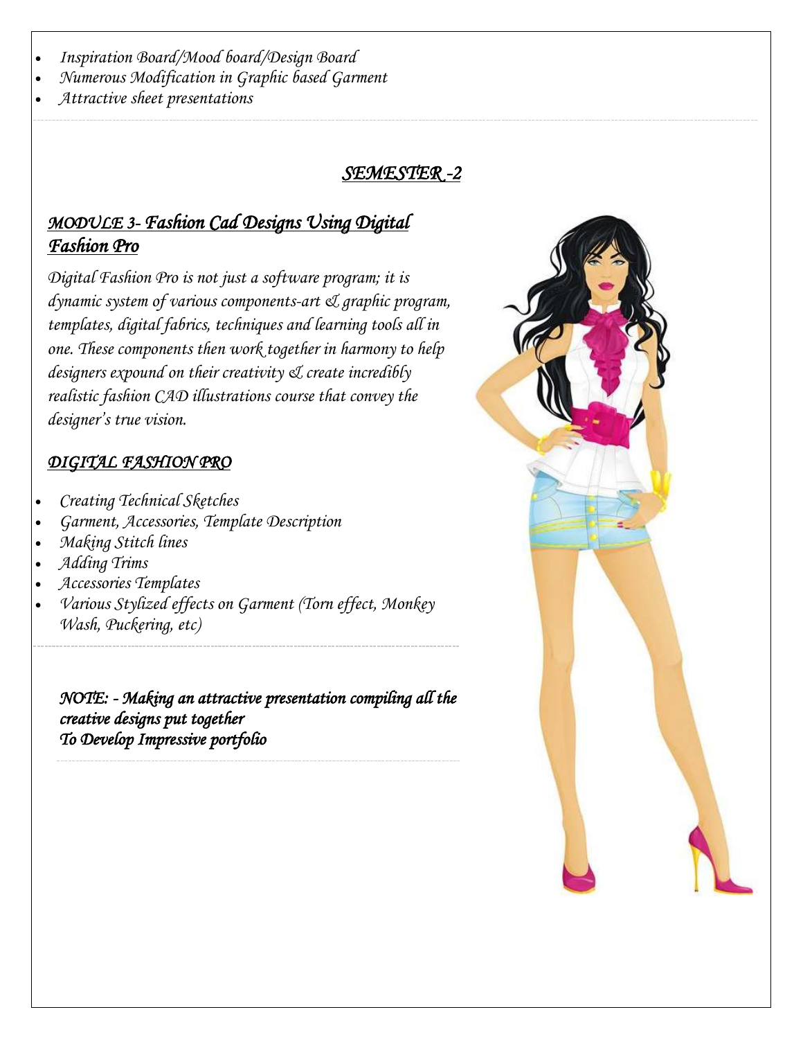- *Inspiration Board/Mood board/Design Board*
- *Numerous Modification in Graphic based Garment*
- *Attractive sheet presentations*

## *SEMESTER -2*

### *MODULE 3- Fashion Cad Designs Using Digital Fashion Pro*

*Digital Fashion Pro is not just a software program; it is dynamic system of various components-art & graphic program, templates, digital fabrics, techniques and learning tools all in one. These components then work together in harmony to help designers expound on their creativity & create incredibly realistic fashion CAD illustrations course that convey the designer's true vision.*

### *DIGITAL FASHION PRO*

- *Creating Technical Sketches*
- *Garment, Accessories, Template Description*
- *Making Stitch lines*
- *Adding Trims*
- *Accessories Templates*
- *Various Stylized effects on Garment (Torn effect, Monkey Wash, Puckering, etc)*

***NOTE: - Making an attractive presentation compiling all the creative designs put together***
***To Develop Impressive portfolio***